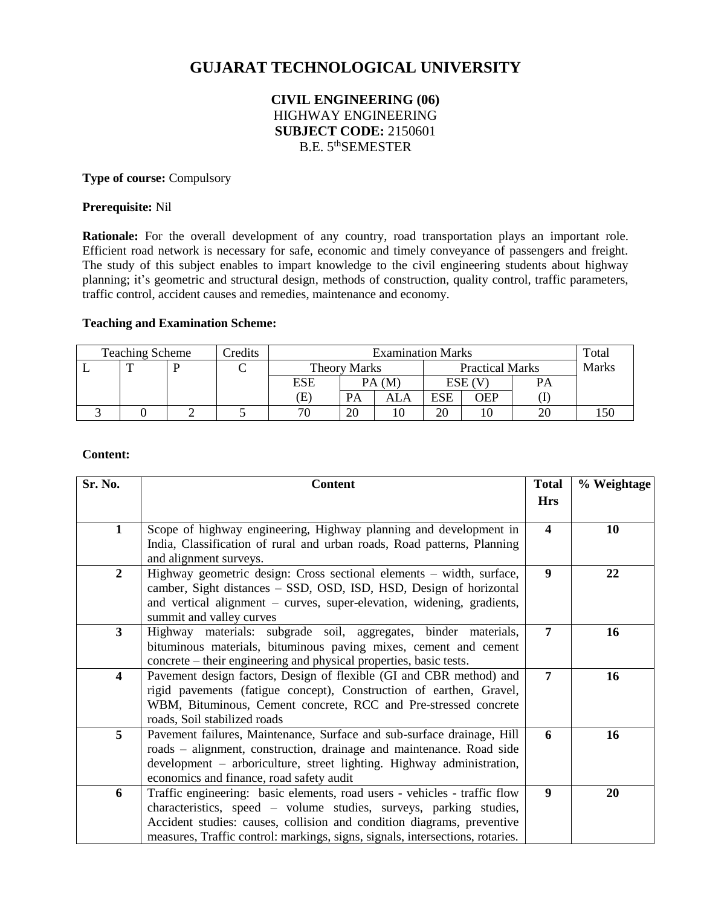# GUJARAT TECHNOLOGICAL UNIVERSITY

**CIVIL ENGINEERING (06)**
HIGHWAY ENGINEERING
**SUBJECT CODE:** 2150601
B.E. 5thSEMESTER

**Type of course:** Compulsory

**Prerequisite:** Nil

**Rationale:** For the overall development of any country, road transportation plays an important role. Efficient road network is necessary for safe, economic and timely conveyance of passengers and freight. The study of this subject enables to impart knowledge to the civil engineering students about highway planning; it's geometric and structural design, methods of construction, quality control, traffic parameters, traffic control, accident causes and remedies, maintenance and economy.

**Teaching and Examination Scheme:**

| Teaching Scheme | | | Credits | Examination Marks | | | | | | Total Marks |
|---|---|---|---|---|---|---|---|---|---|---|
| L | T | P | C | Theory Marks | | | Practical Marks | | | |
| | | | | ESE (E) | PA (M) | | ESE (V) | | PA (I) | |
| | | | | | PA | ALA | ESE | OEP | | |
| 3 | 0 | 2 | 5 | 70 | 20 | 10 | 20 | 10 | 20 | 150 |

**Content:**

| Sr. No. | Content | Total Hrs | % Weightage |
|---|---|---|---|
| 1 | Scope of highway engineering, Highway planning and development in India, Classification of rural and urban roads, Road patterns, Planning and alignment surveys. | 4 | 10 |
| 2 | Highway geometric design: Cross sectional elements – width, surface, camber, Sight distances – SSD, OSD, ISD, HSD, Design of horizontal and vertical alignment – curves, super-elevation, widening, gradients, summit and valley curves | 9 | 22 |
| 3 | Highway materials: subgrade soil, aggregates, binder materials, bituminous materials, bituminous paving mixes, cement and cement concrete – their engineering and physical properties, basic tests. | 7 | 16 |
| 4 | Pavement design factors, Design of flexible (GI and CBR method) and rigid pavements (fatigue concept), Construction of earthen, Gravel, WBM, Bituminous, Cement concrete, RCC and Pre-stressed concrete roads, Soil stabilized roads | 7 | 16 |
| 5 | Pavement failures, Maintenance, Surface and sub-surface drainage, Hill roads – alignment, construction, drainage and maintenance. Road side development – arboriculture, street lighting. Highway administration, economics and finance, road safety audit | 6 | 16 |
| 6 | Traffic engineering: basic elements, road users - vehicles - traffic flow characteristics, speed – volume studies, surveys, parking studies, Accident studies: causes, collision and condition diagrams, preventive measures, Traffic control: markings, signs, signals, intersections, rotaries. | 9 | 20 |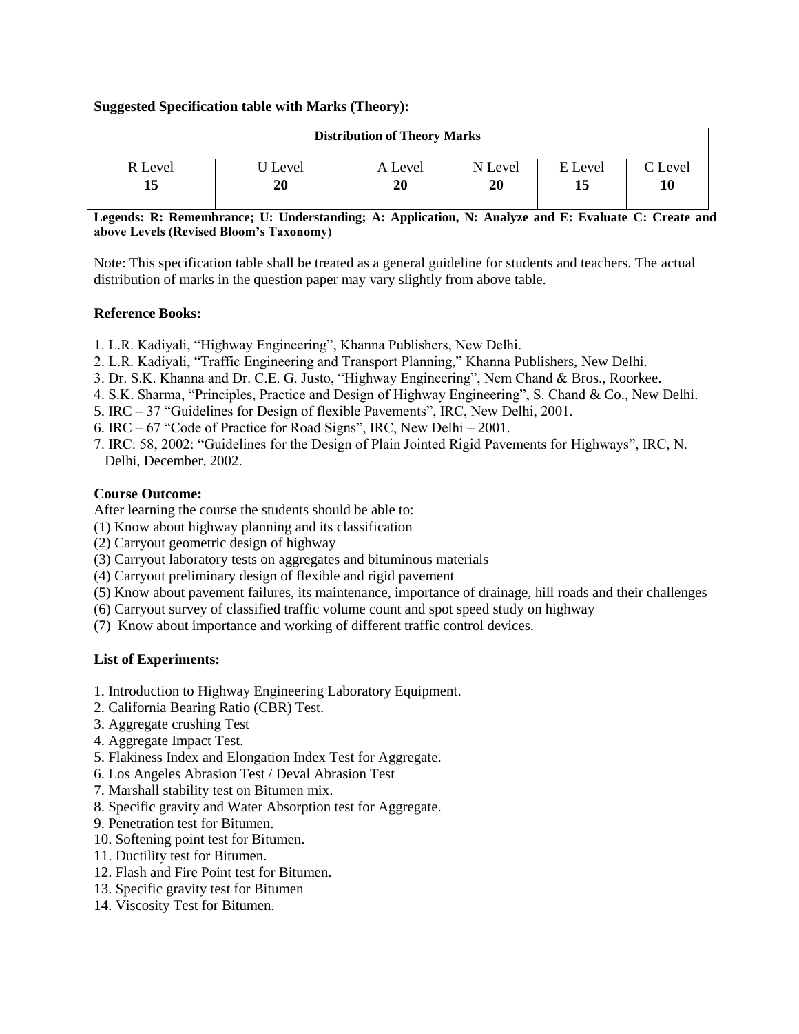**Suggested Specification table with Marks (Theory):**

| Distribution of Theory Marks | | | | | |
|---|---|---|---|---|---|
| R Level | U Level | A Level | N Level | E Level | C Level |
| **15** | **20** | **20** | **20** | **15** | **10** |

**Legends: R: Remembrance; U: Understanding; A: Application, N: Analyze and E: Evaluate C: Create and above Levels (Revised Bloom's Taxonomy)**

Note: This specification table shall be treated as a general guideline for students and teachers. The actual distribution of marks in the question paper may vary slightly from above table.

**Reference Books:**

1. L.R. Kadiyali, "Highway Engineering", Khanna Publishers, New Delhi.
2. L.R. Kadiyali, "Traffic Engineering and Transport Planning," Khanna Publishers, New Delhi.
3. Dr. S.K. Khanna and Dr. C.E. G. Justo, "Highway Engineering", Nem Chand & Bros., Roorkee.
4. S.K. Sharma, "Principles, Practice and Design of Highway Engineering", S. Chand & Co., New Delhi.
5. IRC – 37 "Guidelines for Design of flexible Pavements", IRC, New Delhi, 2001.
6. IRC – 67 "Code of Practice for Road Signs", IRC, New Delhi – 2001.
7. IRC: 58, 2002: "Guidelines for the Design of Plain Jointed Rigid Pavements for Highways", IRC, N. Delhi, December, 2002.

**Course Outcome:**

After learning the course the students should be able to:

(1) Know about highway planning and its classification
(2) Carryout geometric design of highway
(3) Carryout laboratory tests on aggregates and bituminous materials
(4) Carryout preliminary design of flexible and rigid pavement
(5) Know about pavement failures, its maintenance, importance of drainage, hill roads and their challenges
(6) Carryout survey of classified traffic volume count and spot speed study on highway
(7) Know about importance and working of different traffic control devices.

**List of Experiments:**

1. Introduction to Highway Engineering Laboratory Equipment.
2. California Bearing Ratio (CBR) Test.
3. Aggregate crushing Test
4. Aggregate Impact Test.
5. Flakiness Index and Elongation Index Test for Aggregate.
6. Los Angeles Abrasion Test / Deval Abrasion Test
7. Marshall stability test on Bitumen mix.
8. Specific gravity and Water Absorption test for Aggregate.
9. Penetration test for Bitumen.
10. Softening point test for Bitumen.
11. Ductility test for Bitumen.
12. Flash and Fire Point test for Bitumen.
13. Specific gravity test for Bitumen
14. Viscosity Test for Bitumen.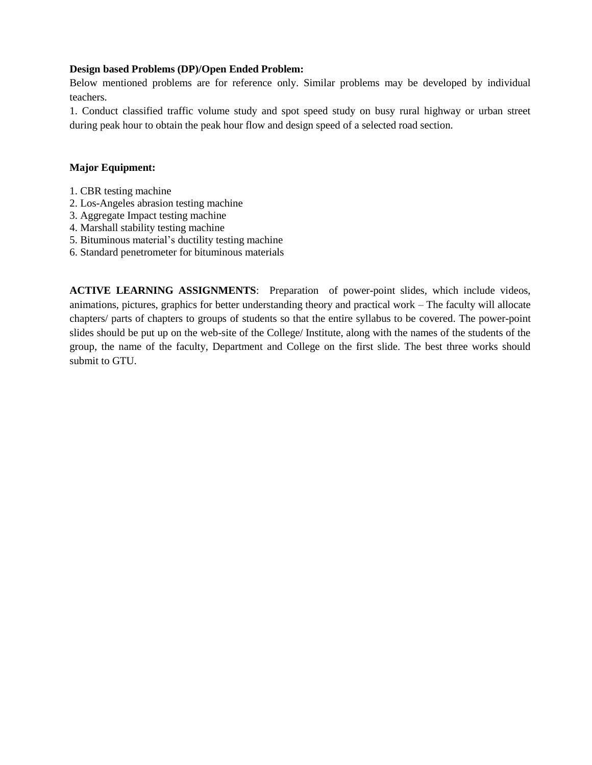**Design based Problems (DP)/Open Ended Problem:**

Below mentioned problems are for reference only. Similar problems may be developed by individual teachers.

1. Conduct classified traffic volume study and spot speed study on busy rural highway or urban street during peak hour to obtain the peak hour flow and design speed of a selected road section.

**Major Equipment:**

1. CBR testing machine
2. Los-Angeles abrasion testing machine
3. Aggregate Impact testing machine
4. Marshall stability testing machine
5. Bituminous material's ductility testing machine
6. Standard penetrometer for bituminous materials

**ACTIVE LEARNING ASSIGNMENTS**: Preparation of power-point slides, which include videos, animations, pictures, graphics for better understanding theory and practical work – The faculty will allocate chapters/ parts of chapters to groups of students so that the entire syllabus to be covered. The power-point slides should be put up on the web-site of the College/ Institute, along with the names of the students of the group, the name of the faculty, Department and College on the first slide. The best three works should submit to GTU.